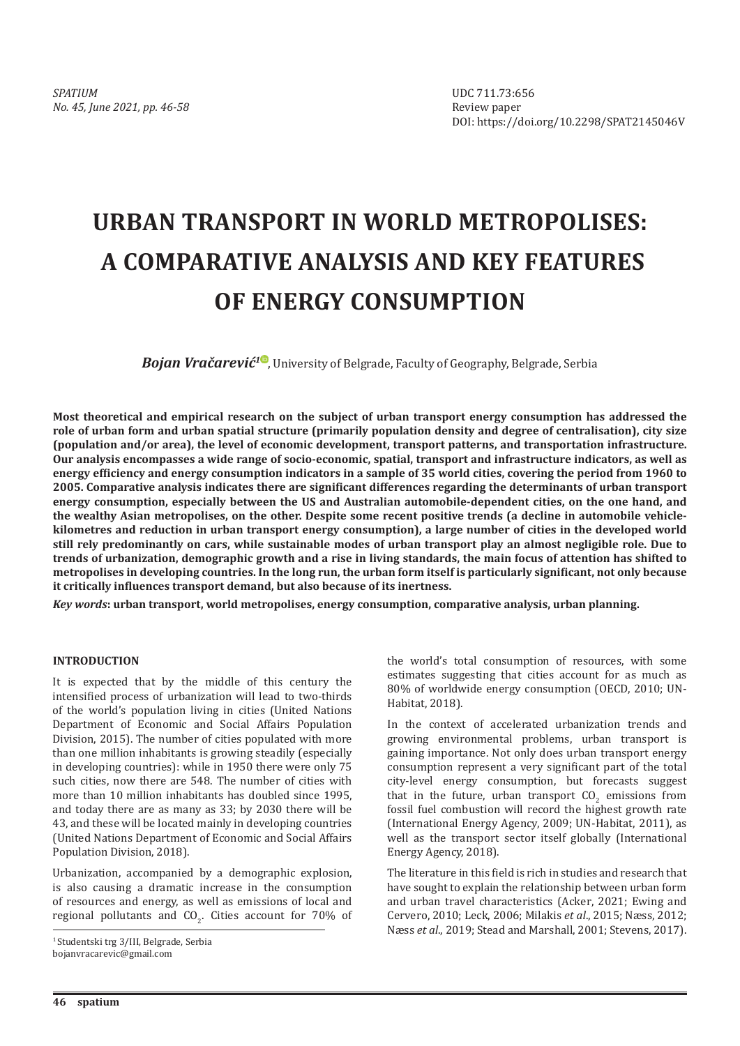SPATIUM
*No. 45, June 2021, pp. 46-58*

UDC 711.73:656
Review paper
DOI: https://doi.org/10.2298/SPAT2145046V

# URBAN TRANSPORT IN WORLD METROPOLISES: A COMPARATIVE ANALYSIS AND KEY FEATURES OF ENERGY CONSUMPTION

***Bojan Vračarević*[1]**, University of Belgrade, Faculty of Geography, Belgrade, Serbia

**Most theoretical and empirical research on the subject of urban transport energy consumption has addressed the role of urban form and urban spatial structure (primarily population density and degree of centralisation), city size (population and/or area), the level of economic development, transport patterns, and transportation infrastructure. Our analysis encompasses a wide range of socio-economic, spatial, transport and infrastructure indicators, as well as energy efficiency and energy consumption indicators in a sample of 35 world cities, covering the period from 1960 to 2005. Comparative analysis indicates there are significant differences regarding the determinants of urban transport energy consumption, especially between the US and Australian automobile-dependent cities, on the one hand, and the wealthy Asian metropolises, on the other. Despite some recent positive trends (a decline in automobile vehicle-kilometres and reduction in urban transport energy consumption), a large number of cities in the developed world still rely predominantly on cars, while sustainable modes of urban transport play an almost negligible role. Due to trends of urbanization, demographic growth and a rise in living standards, the main focus of attention has shifted to metropolises in developing countries. In the long run, the urban form itself is particularly significant, not only because it critically influences transport demand, but also because of its inertness.**

***Key words*: urban transport, world metropolises, energy consumption, comparative analysis, urban planning.**

## INTRODUCTION

It is expected that by the middle of this century the intensified process of urbanization will lead to two-thirds of the world's population living in cities (United Nations Department of Economic and Social Affairs Population Division, 2015). The number of cities populated with more than one million inhabitants is growing steadily (especially in developing countries): while in 1950 there were only 75 such cities, now there are 548. The number of cities with more than 10 million inhabitants has doubled since 1995, and today there are as many as 33; by 2030 there will be 43, and these will be located mainly in developing countries (United Nations Department of Economic and Social Affairs Population Division, 2018).

Urbanization, accompanied by a demographic explosion, is also causing a dramatic increase in the consumption of resources and energy, as well as emissions of local and regional pollutants and $CO_2$. Cities account for 70% of the world's total consumption of resources, with some estimates suggesting that cities account for as much as 80% of worldwide energy consumption (OECD, 2010; UN-Habitat, 2018).

In the context of accelerated urbanization trends and growing environmental problems, urban transport is gaining importance. Not only does urban transport energy consumption represent a very significant part of the total city-level energy consumption, but forecasts suggest that in the future, urban transport $CO_2$ emissions from fossil fuel combustion will record the highest growth rate (International Energy Agency, 2009; UN-Habitat, 2011), as well as the transport sector itself globally (International Energy Agency, 2018).

The literature in this field is rich in studies and research that have sought to explain the relationship between urban form and urban travel characteristics (Acker, 2021; Ewing and Cervero, 2010; Leck, 2006; Milakis *et al*., 2015; Næss, 2012; Næss *et al*., 2019; Stead and Marshall, 2001; Stevens, 2017).

[1] Studentski trg 3/III, Belgrade, Serbia
bojanvracarevic@gmail.com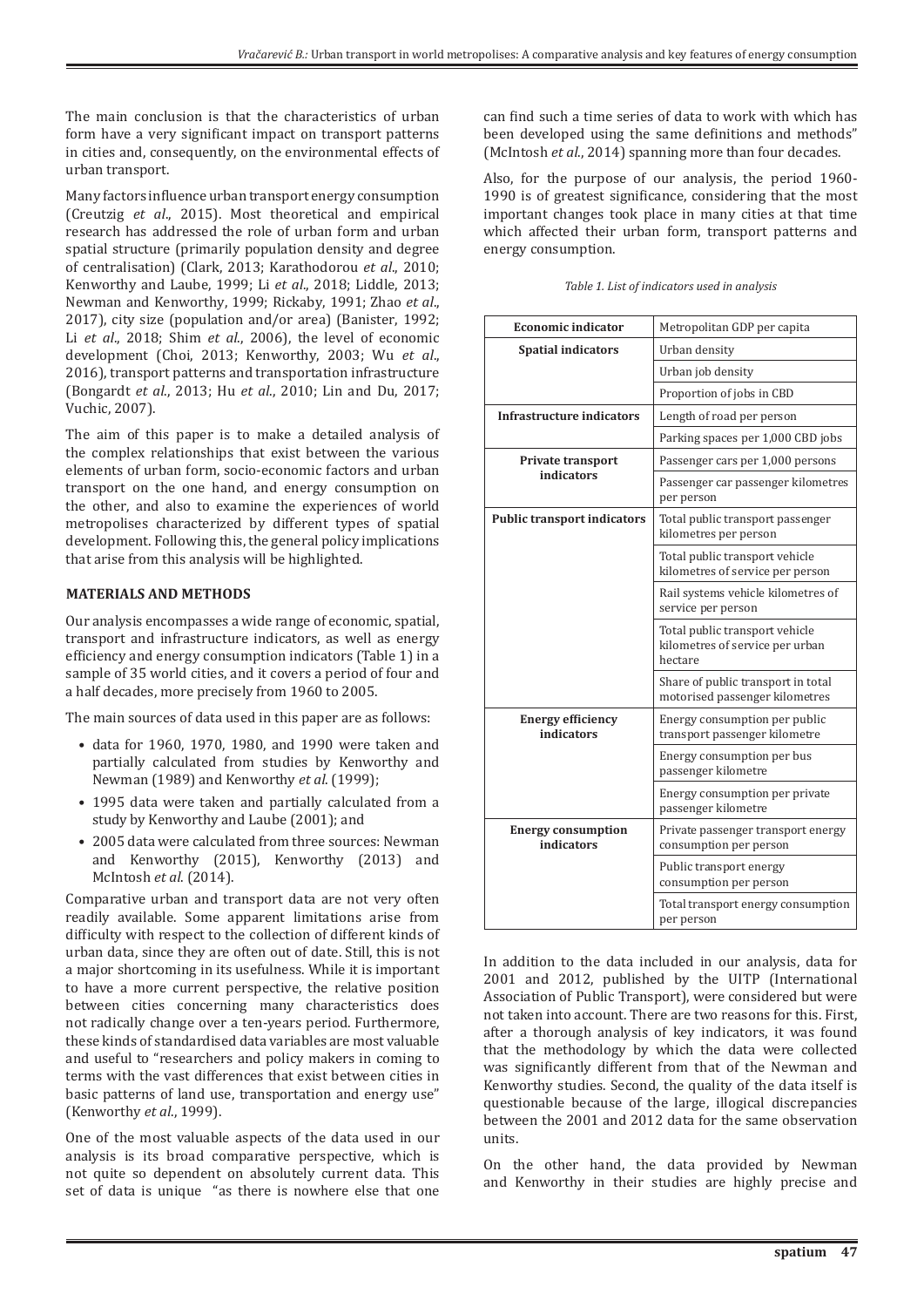The main conclusion is that the characteristics of urban form have a very significant impact on transport patterns in cities and, consequently, on the environmental effects of urban transport.

Many factors influence urban transport energy consumption (Creutzig *et al*., 2015). Most theoretical and empirical research has addressed the role of urban form and urban spatial structure (primarily population density and degree of centralisation) (Clark, 2013; Karathodorou *et al*., 2010; Kenworthy and Laube, 1999; Li *et al*., 2018; Liddle, 2013; Newman and Kenworthy, 1999; Rickaby, 1991; Zhao *et al*., 2017), city size (population and/or area) (Banister, 1992; Li *et al*., 2018; Shim *et al*., 2006), the level of economic development (Choi, 2013; Kenworthy, 2003; Wu *et al*., 2016), transport patterns and transportation infrastructure (Bongardt *et al*., 2013; Hu *et al*., 2010; Lin and Du, 2017; Vuchic, 2007).

The aim of this paper is to make a detailed analysis of the complex relationships that exist between the various elements of urban form, socio-economic factors and urban transport on the one hand, and energy consumption on the other, and also to examine the experiences of world metropolises characterized by different types of spatial development. Following this, the general policy implications that arise from this analysis will be highlighted.

## MATERIALS AND METHODS

Our analysis encompasses a wide range of economic, spatial, transport and infrastructure indicators, as well as energy efficiency and energy consumption indicators (Table 1) in a sample of 35 world cities, and it covers a period of four and a half decades, more precisely from 1960 to 2005.

The main sources of data used in this paper are as follows:

- data for 1960, 1970, 1980, and 1990 were taken and partially calculated from studies by Kenworthy and Newman (1989) and Kenworthy *et al*. (1999);
- 1995 data were taken and partially calculated from a study by Kenworthy and Laube (2001); and
- 2005 data were calculated from three sources: Newman and Kenworthy (2015), Kenworthy (2013) and McIntosh *et al*. (2014).

Comparative urban and transport data are not very often readily available. Some apparent limitations arise from difficulty with respect to the collection of different kinds of urban data, since they are often out of date. Still, this is not a major shortcoming in its usefulness. While it is important to have a more current perspective, the relative position between cities concerning many characteristics does not radically change over a ten-years period. Furthermore, these kinds of standardised data variables are most valuable and useful to "researchers and policy makers in coming to terms with the vast differences that exist between cities in basic patterns of land use, transportation and energy use" (Kenworthy *et al*., 1999).

One of the most valuable aspects of the data used in our analysis is its broad comparative perspective, which is not quite so dependent on absolutely current data. This set of data is unique "as there is nowhere else that one can find such a time series of data to work with which has been developed using the same definitions and methods" (McIntosh *et al*., 2014) spanning more than four decades.

Also, for the purpose of our analysis, the period 1960-1990 is of greatest significance, considering that the most important changes took place in many cities at that time which affected their urban form, transport patterns and energy consumption.

*Table 1. List of indicators used in analysis*

| | |
|---|---|
| **Economic indicator** | Metropolitan GDP per capita |
| **Spatial indicators** | Urban density |
| | Urban job density |
| | Proportion of jobs in CBD |
| **Infrastructure indicators** | Length of road per person |
| | Parking spaces per 1,000 CBD jobs |
| **Private transport indicators** | Passenger cars per 1,000 persons |
| | Passenger car passenger kilometres per person |
| **Public transport indicators** | Total public transport passenger kilometres per person |
| | Total public transport vehicle kilometres of service per person |
| | Rail systems vehicle kilometres of service per person |
| | Total public transport vehicle kilometres of service per urban hectare |
| | Share of public transport in total motorised passenger kilometres |
| **Energy efficiency indicators** | Energy consumption per public transport passenger kilometre |
| | Energy consumption per bus passenger kilometre |
| | Energy consumption per private passenger kilometre |
| **Energy consumption indicators** | Private passenger transport energy consumption per person |
| | Public transport energy consumption per person |
| | Total transport energy consumption per person |

In addition to the data included in our analysis, data for 2001 and 2012, published by the UITP (International Association of Public Transport), were considered but were not taken into account. There are two reasons for this. First, after a thorough analysis of key indicators, it was found that the methodology by which the data were collected was significantly different from that of the Newman and Kenworthy studies. Second, the quality of the data itself is questionable because of the large, illogical discrepancies between the 2001 and 2012 data for the same observation units.

On the other hand, the data provided by Newman and Kenworthy in their studies are highly precise and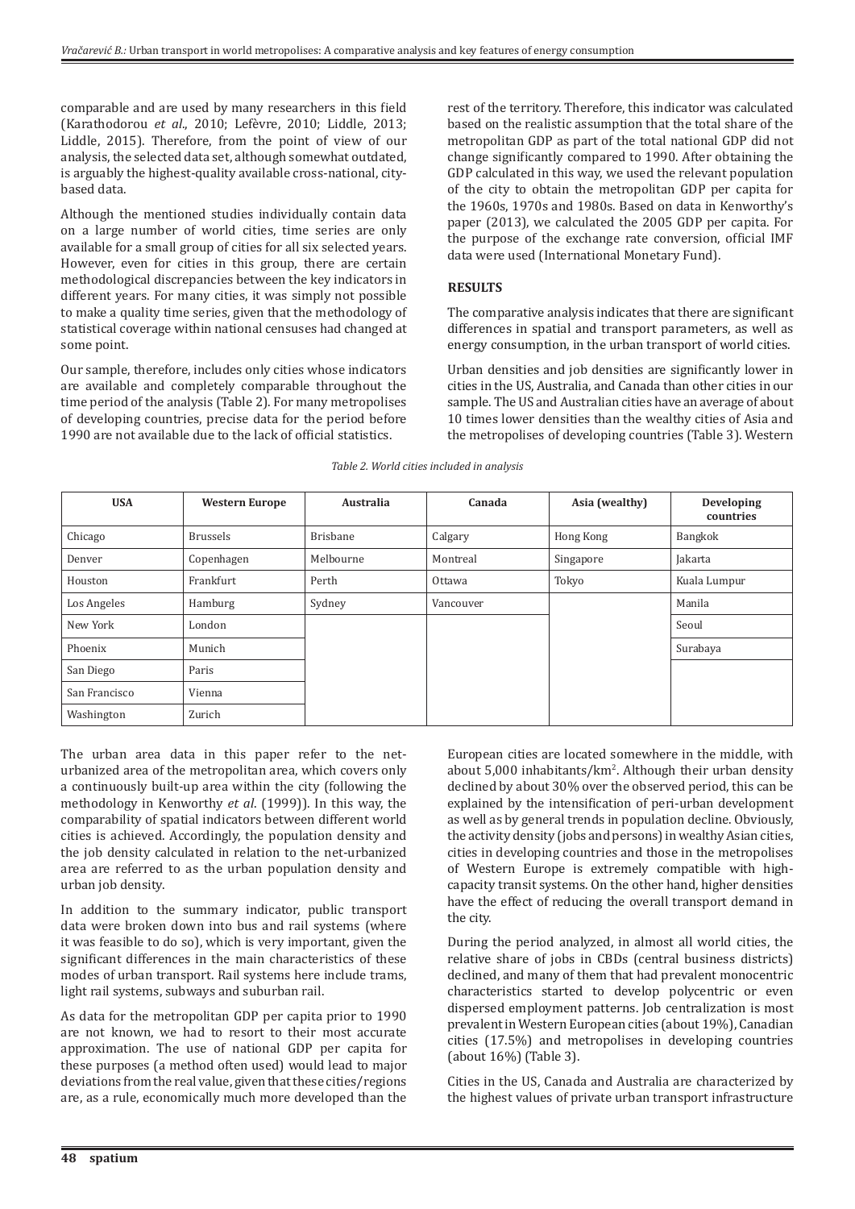comparable and are used by many researchers in this field (Karathodorou *et al*., 2010; Lefèvre, 2010; Liddle, 2013; Liddle, 2015). Therefore, from the point of view of our analysis, the selected data set, although somewhat outdated, is arguably the highest-quality available cross-national, city-based data.

Although the mentioned studies individually contain data on a large number of world cities, time series are only available for a small group of cities for all six selected years. However, even for cities in this group, there are certain methodological discrepancies between the key indicators in different years. For many cities, it was simply not possible to make a quality time series, given that the methodology of statistical coverage within national censuses had changed at some point.

Our sample, therefore, includes only cities whose indicators are available and completely comparable throughout the time period of the analysis (Table 2). For many metropolises of developing countries, precise data for the period before 1990 are not available due to the lack of official statistics.

*Table 2. World cities included in analysis*

| USA | Western Europe | Australia | Canada | Asia (wealthy) | Developing countries |
|---|---|---|---|---|---|
| Chicago | Brussels | Brisbane | Calgary | Hong Kong | Bangkok |
| Denver | Copenhagen | Melbourne | Montreal | Singapore | Jakarta |
| Houston | Frankfurt | Perth | Ottawa | Tokyo | Kuala Lumpur |
| Los Angeles | Hamburg | Sydney | Vancouver | | Manila |
| New York | London | | | | Seoul |
| Phoenix | Munich | | | | Surabaya |
| San Diego | Paris | | | | |
| San Francisco | Vienna | | | | |
| Washington | Zurich | | | | |

The urban area data in this paper refer to the net-urbanized area of the metropolitan area, which covers only a continuously built-up area within the city (following the methodology in Kenworthy *et al*. (1999)). In this way, the comparability of spatial indicators between different world cities is achieved. Accordingly, the population density and the job density calculated in relation to the net-urbanized area are referred to as the urban population density and urban job density.

In addition to the summary indicator, public transport data were broken down into bus and rail systems (where it was feasible to do so), which is very important, given the significant differences in the main characteristics of these modes of urban transport. Rail systems here include trams, light rail systems, subways and suburban rail.

As data for the metropolitan GDP per capita prior to 1990 are not known, we had to resort to their most accurate approximation. The use of national GDP per capita for these purposes (a method often used) would lead to major deviations from the real value, given that these cities/regions are, as a rule, economically much more developed than the rest of the territory. Therefore, this indicator was calculated based on the realistic assumption that the total share of the metropolitan GDP as part of the total national GDP did not change significantly compared to 1990. After obtaining the GDP calculated in this way, we used the relevant population of the city to obtain the metropolitan GDP per capita for the 1960s, 1970s and 1980s. Based on data in Kenworthy's paper (2013), we calculated the 2005 GDP per capita. For the purpose of the exchange rate conversion, official IMF data were used (International Monetary Fund).

## RESULTS

The comparative analysis indicates that there are significant differences in spatial and transport parameters, as well as energy consumption, in the urban transport of world cities.

Urban densities and job densities are significantly lower in cities in the US, Australia, and Canada than other cities in our sample. The US and Australian cities have an average of about 10 times lower densities than the wealthy cities of Asia and the metropolises of developing countries (Table 3). Western European cities are located somewhere in the middle, with about 5,000 inhabitants/km$^2$. Although their urban density declined by about 30% over the observed period, this can be explained by the intensification of peri-urban development as well as by general trends in population decline. Obviously, the activity density (jobs and persons) in wealthy Asian cities, cities in developing countries and those in the metropolises of Western Europe is extremely compatible with high-capacity transit systems. On the other hand, higher densities have the effect of reducing the overall transport demand in the city.

During the period analyzed, in almost all world cities, the relative share of jobs in CBDs (central business districts) declined, and many of them that had prevalent monocentric characteristics started to develop polycentric or even dispersed employment patterns. Job centralization is most prevalent in Western European cities (about 19%), Canadian cities (17.5%) and metropolises in developing countries (about 16%) (Table 3).

Cities in the US, Canada and Australia are characterized by the highest values of private urban transport infrastructure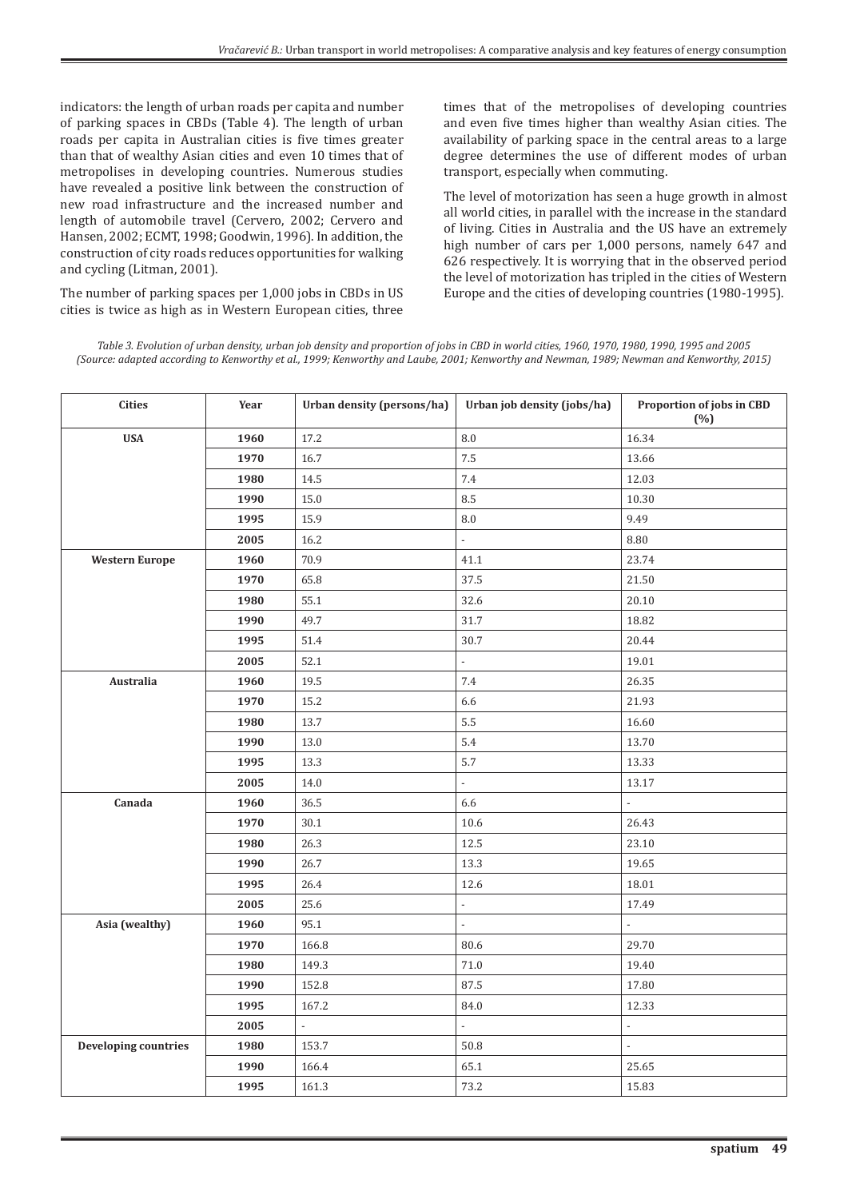indicators: the length of urban roads per capita and number of parking spaces in CBDs (Table 4). The length of urban roads per capita in Australian cities is five times greater than that of wealthy Asian cities and even 10 times that of metropolises in developing countries. Numerous studies have revealed a positive link between the construction of new road infrastructure and the increased number and length of automobile travel (Cervero, 2002; Cervero and Hansen, 2002; ECMT, 1998; Goodwin, 1996). In addition, the construction of city roads reduces opportunities for walking and cycling (Litman, 2001).

The number of parking spaces per 1,000 jobs in CBDs in US cities is twice as high as in Western European cities, three times that of the metropolises of developing countries and even five times higher than wealthy Asian cities. The availability of parking space in the central areas to a large degree determines the use of different modes of urban transport, especially when commuting.

The level of motorization has seen a huge growth in almost all world cities, in parallel with the increase in the standard of living. Cities in Australia and the US have an extremely high number of cars per 1,000 persons, namely 647 and 626 respectively. It is worrying that in the observed period the level of motorization has tripled in the cities of Western Europe and the cities of developing countries (1980-1995).

*Table 3. Evolution of urban density, urban job density and proportion of jobs in CBD in world cities, 1960, 1970, 1980, 1990, 1995 and 2005 (Source: adapted according to Kenworthy et al., 1999; Kenworthy and Laube, 2001; Kenworthy and Newman, 1989; Newman and Kenworthy, 2015)*

| Cities | Year | Urban density (persons/ha) | Urban job density (jobs/ha) | Proportion of jobs in CBD (%) |
|---|---|---|---|---|
| **USA** | **1960** | 17.2 | 8.0 | 16.34 |
| | **1970** | 16.7 | 7.5 | 13.66 |
| | **1980** | 14.5 | 7.4 | 12.03 |
| | **1990** | 15.0 | 8.5 | 10.30 |
| | **1995** | 15.9 | 8.0 | 9.49 |
| | **2005** | 16.2 | - | 8.80 |
| **Western Europe** | **1960** | 70.9 | 41.1 | 23.74 |
| | **1970** | 65.8 | 37.5 | 21.50 |
| | **1980** | 55.1 | 32.6 | 20.10 |
| | **1990** | 49.7 | 31.7 | 18.82 |
| | **1995** | 51.4 | 30.7 | 20.44 |
| | **2005** | 52.1 | - | 19.01 |
| **Australia** | **1960** | 19.5 | 7.4 | 26.35 |
| | **1970** | 15.2 | 6.6 | 21.93 |
| | **1980** | 13.7 | 5.5 | 16.60 |
| | **1990** | 13.0 | 5.4 | 13.70 |
| | **1995** | 13.3 | 5.7 | 13.33 |
| | **2005** | 14.0 | - | 13.17 |
| **Canada** | **1960** | 36.5 | 6.6 | - |
| | **1970** | 30.1 | 10.6 | 26.43 |
| | **1980** | 26.3 | 12.5 | 23.10 |
| | **1990** | 26.7 | 13.3 | 19.65 |
| | **1995** | 26.4 | 12.6 | 18.01 |
| | **2005** | 25.6 | - | 17.49 |
| **Asia (wealthy)** | **1960** | 95.1 | - | - |
| | **1970** | 166.8 | 80.6 | 29.70 |
| | **1980** | 149.3 | 71.0 | 19.40 |
| | **1990** | 152.8 | 87.5 | 17.80 |
| | **1995** | 167.2 | 84.0 | 12.33 |
| | **2005** | - | - | - |
| **Developing countries** | **1980** | 153.7 | 50.8 | - |
| | **1990** | 166.4 | 65.1 | 25.65 |
| | **1995** | 161.3 | 73.2 | 15.83 |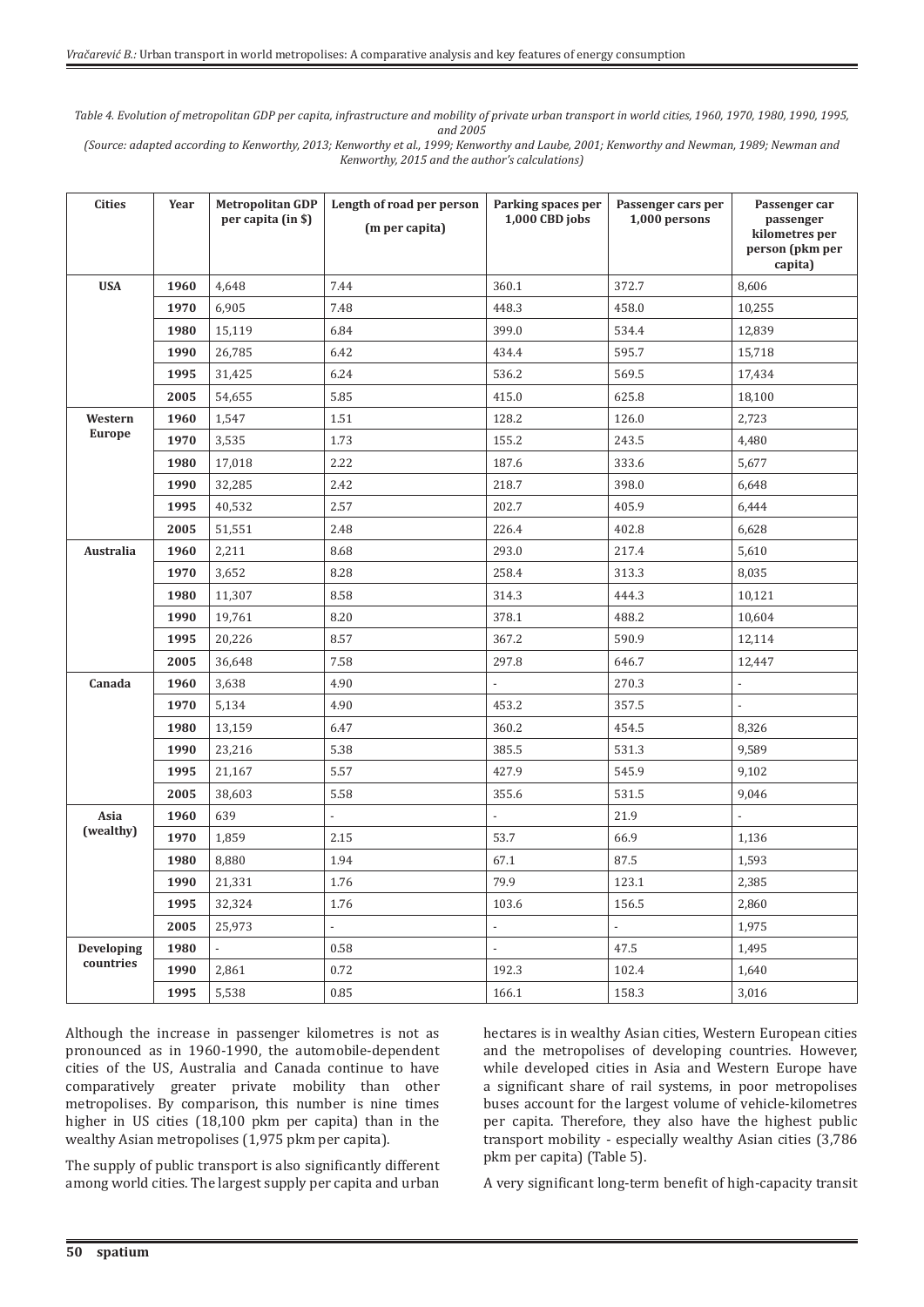*Table 4. Evolution of metropolitan GDP per capita, infrastructure and mobility of private urban transport in world cities, 1960, 1970, 1980, 1990, 1995, and 2005*

*(Source: adapted according to Kenworthy, 2013; Kenworthy et al., 1999; Kenworthy and Laube, 2001; Kenworthy and Newman, 1989; Newman and Kenworthy, 2015 and the author's calculations)*

| Cities | Year | Metropolitan GDP per capita (in $) | Length of road per person (m per capita) | Parking spaces per 1,000 CBD jobs | Passenger cars per 1,000 persons | Passenger car passenger kilometres per person (pkm per capita) |
|---|---|---|---|---|---|---|
| **USA** | **1960** | 4,648 | 7.44 | 360.1 | 372.7 | 8,606 |
| | **1970** | 6,905 | 7.48 | 448.3 | 458.0 | 10,255 |
| | **1980** | 15,119 | 6.84 | 399.0 | 534.4 | 12,839 |
| | **1990** | 26,785 | 6.42 | 434.4 | 595.7 | 15,718 |
| | **1995** | 31,425 | 6.24 | 536.2 | 569.5 | 17,434 |
| | **2005** | 54,655 | 5.85 | 415.0 | 625.8 | 18,100 |
| **Western Europe** | **1960** | 1,547 | 1.51 | 128.2 | 126.0 | 2,723 |
| | **1970** | 3,535 | 1.73 | 155.2 | 243.5 | 4,480 |
| | **1980** | 17,018 | 2.22 | 187.6 | 333.6 | 5,677 |
| | **1990** | 32,285 | 2.42 | 218.7 | 398.0 | 6,648 |
| | **1995** | 40,532 | 2.57 | 202.7 | 405.9 | 6,444 |
| | **2005** | 51,551 | 2.48 | 226.4 | 402.8 | 6,628 |
| **Australia** | **1960** | 2,211 | 8.68 | 293.0 | 217.4 | 5,610 |
| | **1970** | 3,652 | 8.28 | 258.4 | 313.3 | 8,035 |
| | **1980** | 11,307 | 8.58 | 314.3 | 444.3 | 10,121 |
| | **1990** | 19,761 | 8.20 | 378.1 | 488.2 | 10,604 |
| | **1995** | 20,226 | 8.57 | 367.2 | 590.9 | 12,114 |
| | **2005** | 36,648 | 7.58 | 297.8 | 646.7 | 12,447 |
| **Canada** | **1960** | 3,638 | 4.90 | - | 270.3 | - |
| | **1970** | 5,134 | 4.90 | 453.2 | 357.5 | - |
| | **1980** | 13,159 | 6.47 | 360.2 | 454.5 | 8,326 |
| | **1990** | 23,216 | 5.38 | 385.5 | 531.3 | 9,589 |
| | **1995** | 21,167 | 5.57 | 427.9 | 545.9 | 9,102 |
| | **2005** | 38,603 | 5.58 | 355.6 | 531.5 | 9,046 |
| **Asia (wealthy)** | **1960** | 639 | - | - | 21.9 | - |
| | **1970** | 1,859 | 2.15 | 53.7 | 66.9 | 1,136 |
| | **1980** | 8,880 | 1.94 | 67.1 | 87.5 | 1,593 |
| | **1990** | 21,331 | 1.76 | 79.9 | 123.1 | 2,385 |
| | **1995** | 32,324 | 1.76 | 103.6 | 156.5 | 2,860 |
| | **2005** | 25,973 | - | - | - | 1,975 |
| **Developing countries** | **1980** | - | 0.58 | - | 47.5 | 1,495 |
| | **1990** | 2,861 | 0.72 | 192.3 | 102.4 | 1,640 |
| | **1995** | 5,538 | 0.85 | 166.1 | 158.3 | 3,016 |

Although the increase in passenger kilometres is not as pronounced as in 1960-1990, the automobile-dependent cities of the US, Australia and Canada continue to have comparatively greater private mobility than other metropolises. By comparison, this number is nine times higher in US cities (18,100 pkm per capita) than in the wealthy Asian metropolises (1,975 pkm per capita).

The supply of public transport is also significantly different among world cities. The largest supply per capita and urban hectares is in wealthy Asian cities, Western European cities and the metropolises of developing countries. However, while developed cities in Asia and Western Europe have a significant share of rail systems, in poor metropolises buses account for the largest volume of vehicle-kilometres per capita. Therefore, they also have the highest public transport mobility - especially wealthy Asian cities (3,786 pkm per capita) (Table 5).

A very significant long-term benefit of high-capacity transit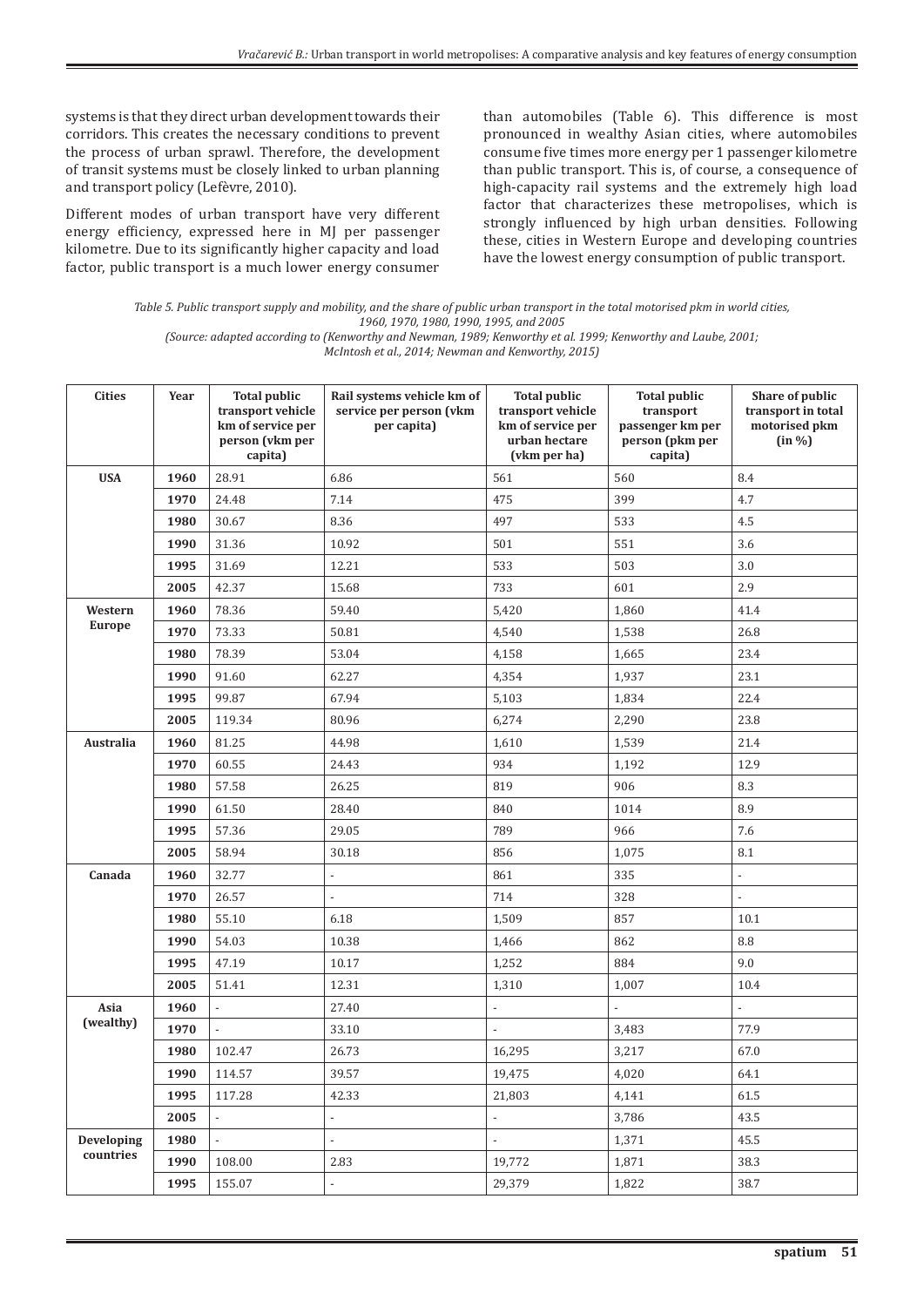systems is that they direct urban development towards their corridors. This creates the necessary conditions to prevent the process of urban sprawl. Therefore, the development of transit systems must be closely linked to urban planning and transport policy (Lefèvre, 2010).

Different modes of urban transport have very different energy efficiency, expressed here in MJ per passenger kilometre. Due to its significantly higher capacity and load factor, public transport is a much lower energy consumer than automobiles (Table 6). This difference is most pronounced in wealthy Asian cities, where automobiles consume five times more energy per 1 passenger kilometre than public transport. This is, of course, a consequence of high-capacity rail systems and the extremely high load factor that characterizes these metropolises, which is strongly influenced by high urban densities. Following these, cities in Western Europe and developing countries have the lowest energy consumption of public transport.

*Table 5. Public transport supply and mobility, and the share of public urban transport in the total motorised pkm in world cities, 1960, 1970, 1980, 1990, 1995, and 2005*
*(Source: adapted according to (Kenworthy and Newman, 1989; Kenworthy et al. 1999; Kenworthy and Laube, 2001; McIntosh et al., 2014; Newman and Kenworthy, 2015)*

| Cities | Year | Total public transport vehicle km of service per person (vkm per capita) | Rail systems vehicle km of service per person (vkm per capita) | Total public transport vehicle km of service per urban hectare (vkm per ha) | Total public transport passenger km per person (pkm per capita) | Share of public transport in total motorised pkm (in %) |
|---|---|---|---|---|---|---|
| **USA** | **1960** | 28.91 | 6.86 | 561 | 560 | 8.4 |
| | **1970** | 24.48 | 7.14 | 475 | 399 | 4.7 |
| | **1980** | 30.67 | 8.36 | 497 | 533 | 4.5 |
| | **1990** | 31.36 | 10.92 | 501 | 551 | 3.6 |
| | **1995** | 31.69 | 12.21 | 533 | 503 | 3.0 |
| | **2005** | 42.37 | 15.68 | 733 | 601 | 2.9 |
| **Western Europe** | **1960** | 78.36 | 59.40 | 5,420 | 1,860 | 41.4 |
| | **1970** | 73.33 | 50.81 | 4,540 | 1,538 | 26.8 |
| | **1980** | 78.39 | 53.04 | 4,158 | 1,665 | 23.4 |
| | **1990** | 91.60 | 62.27 | 4,354 | 1,937 | 23.1 |
| | **1995** | 99.87 | 67.94 | 5,103 | 1,834 | 22.4 |
| | **2005** | 119.34 | 80.96 | 6,274 | 2,290 | 23.8 |
| **Australia** | **1960** | 81.25 | 44.98 | 1,610 | 1,539 | 21.4 |
| | **1970** | 60.55 | 24.43 | 934 | 1,192 | 12.9 |
| | **1980** | 57.58 | 26.25 | 819 | 906 | 8.3 |
| | **1990** | 61.50 | 28.40 | 840 | 1014 | 8.9 |
| | **1995** | 57.36 | 29.05 | 789 | 966 | 7.6 |
| | **2005** | 58.94 | 30.18 | 856 | 1,075 | 8.1 |
| **Canada** | **1960** | 32.77 | - | 861 | 335 | - |
| | **1970** | 26.57 | - | 714 | 328 | - |
| | **1980** | 55.10 | 6.18 | 1,509 | 857 | 10.1 |
| | **1990** | 54.03 | 10.38 | 1,466 | 862 | 8.8 |
| | **1995** | 47.19 | 10.17 | 1,252 | 884 | 9.0 |
| | **2005** | 51.41 | 12.31 | 1,310 | 1,007 | 10.4 |
| **Asia (wealthy)** | **1960** | - | 27.40 | - | - | - |
| | **1970** | - | 33.10 | - | 3,483 | 77.9 |
| | **1980** | 102.47 | 26.73 | 16,295 | 3,217 | 67.0 |
| | **1990** | 114.57 | 39.57 | 19,475 | 4,020 | 64.1 |
| | **1995** | 117.28 | 42.33 | 21,803 | 4,141 | 61.5 |
| | **2005** | - | - | - | 3,786 | 43.5 |
| **Developing countries** | **1980** | - | - | - | 1,371 | 45.5 |
| | **1990** | 108.00 | 2.83 | 19,772 | 1,871 | 38.3 |
| | **1995** | 155.07 | - | 29,379 | 1,822 | 38.7 |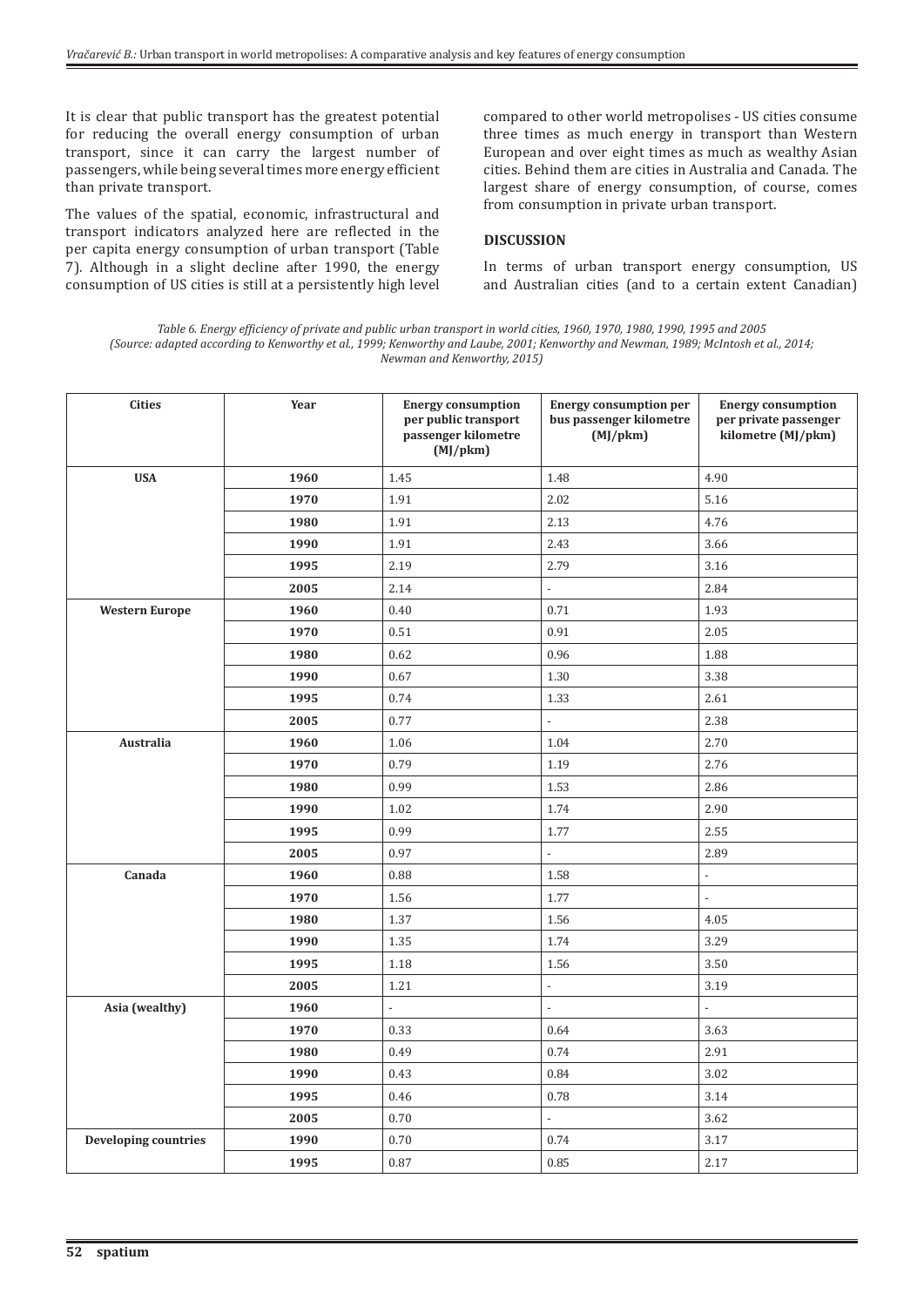It is clear that public transport has the greatest potential for reducing the overall energy consumption of urban transport, since it can carry the largest number of passengers, while being several times more energy efficient than private transport.

The values of the spatial, economic, infrastructural and transport indicators analyzed here are reflected in the per capita energy consumption of urban transport (Table 7). Although in a slight decline after 1990, the energy consumption of US cities is still at a persistently high level compared to other world metropolises - US cities consume three times as much energy in transport than Western European and over eight times as much as wealthy Asian cities. Behind them are cities in Australia and Canada. The largest share of energy consumption, of course, comes from consumption in private urban transport.

## DISCUSSION

In terms of urban transport energy consumption, US and Australian cities (and to a certain extent Canadian)

*Table 6. Energy efficiency of private and public urban transport in world cities, 1960, 1970, 1980, 1990, 1995 and 2005 (Source: adapted according to Kenworthy et al., 1999; Kenworthy and Laube, 2001; Kenworthy and Newman, 1989; McIntosh et al., 2014; Newman and Kenworthy, 2015)*

| Cities | Year | Energy consumption per public transport passenger kilometre (MJ/pkm) | Energy consumption per bus passenger kilometre (MJ/pkm) | Energy consumption per private passenger kilometre (MJ/pkm) |
|---|---|---|---|---|
| **USA** | **1960** | 1.45 | 1.48 | 4.90 |
| | **1970** | 1.91 | 2.02 | 5.16 |
| | **1980** | 1.91 | 2.13 | 4.76 |
| | **1990** | 1.91 | 2.43 | 3.66 |
| | **1995** | 2.19 | 2.79 | 3.16 |
| | **2005** | 2.14 | - | 2.84 |
| **Western Europe** | **1960** | 0.40 | 0.71 | 1.93 |
| | **1970** | 0.51 | 0.91 | 2.05 |
| | **1980** | 0.62 | 0.96 | 1.88 |
| | **1990** | 0.67 | 1.30 | 3.38 |
| | **1995** | 0.74 | 1.33 | 2.61 |
| | **2005** | 0.77 | - | 2.38 |
| **Australia** | **1960** | 1.06 | 1.04 | 2.70 |
| | **1970** | 0.79 | 1.19 | 2.76 |
| | **1980** | 0.99 | 1.53 | 2.86 |
| | **1990** | 1.02 | 1.74 | 2.90 |
| | **1995** | 0.99 | 1.77 | 2.55 |
| | **2005** | 0.97 | - | 2.89 |
| **Canada** | **1960** | 0.88 | 1.58 | - |
| | **1970** | 1.56 | 1.77 | - |
| | **1980** | 1.37 | 1.56 | 4.05 |
| | **1990** | 1.35 | 1.74 | 3.29 |
| | **1995** | 1.18 | 1.56 | 3.50 |
| | **2005** | 1.21 | - | 3.19 |
| **Asia (wealthy)** | **1960** | - | - | - |
| | **1970** | 0.33 | 0.64 | 3.63 |
| | **1980** | 0.49 | 0.74 | 2.91 |
| | **1990** | 0.43 | 0.84 | 3.02 |
| | **1995** | 0.46 | 0.78 | 3.14 |
| | **2005** | 0.70 | - | 3.62 |
| **Developing countries** | **1990** | 0.70 | 0.74 | 3.17 |
| | **1995** | 0.87 | 0.85 | 2.17 |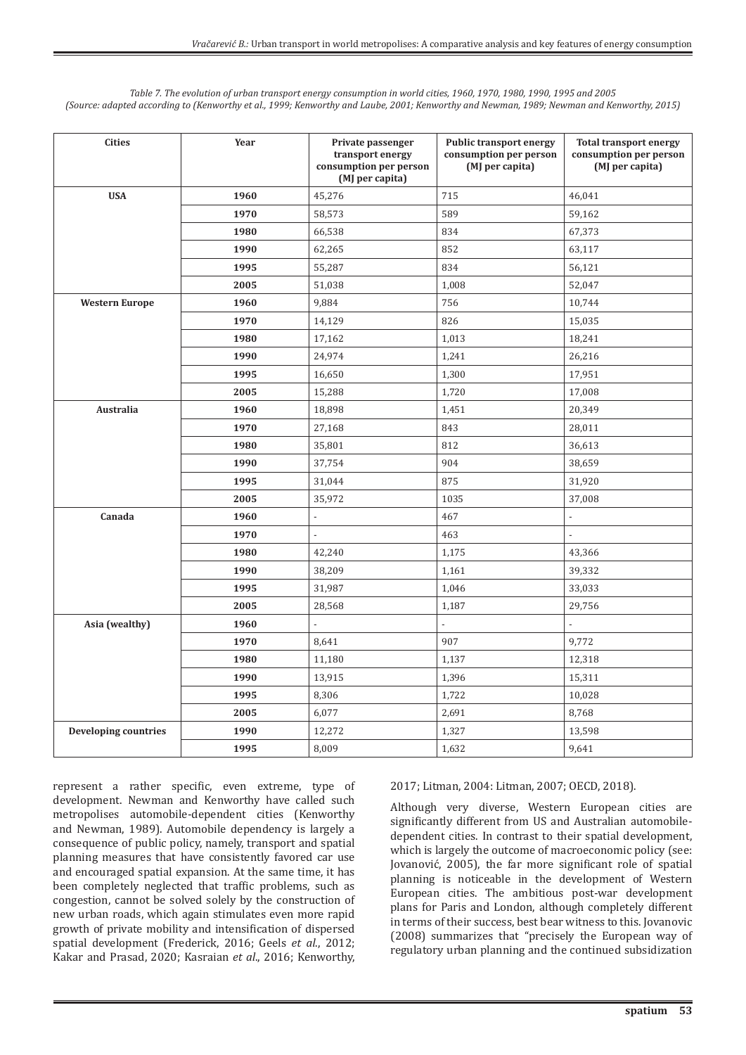*Table 7. The evolution of urban transport energy consumption in world cities, 1960, 1970, 1980, 1990, 1995 and 2005*
*(Source: adapted according to (Kenworthy et al., 1999; Kenworthy and Laube, 2001; Kenworthy and Newman, 1989; Newman and Kenworthy, 2015)*

| Cities | Year | Private passenger transport energy consumption per person (MJ per capita) | Public transport energy consumption per person (MJ per capita) | Total transport energy consumption per person (MJ per capita) |
|---|---|---|---|---|
| **USA** | **1960** | 45,276 | 715 | 46,041 |
| | **1970** | 58,573 | 589 | 59,162 |
| | **1980** | 66,538 | 834 | 67,373 |
| | **1990** | 62,265 | 852 | 63,117 |
| | **1995** | 55,287 | 834 | 56,121 |
| | **2005** | 51,038 | 1,008 | 52,047 |
| **Western Europe** | **1960** | 9,884 | 756 | 10,744 |
| | **1970** | 14,129 | 826 | 15,035 |
| | **1980** | 17,162 | 1,013 | 18,241 |
| | **1990** | 24,974 | 1,241 | 26,216 |
| | **1995** | 16,650 | 1,300 | 17,951 |
| | **2005** | 15,288 | 1,720 | 17,008 |
| **Australia** | **1960** | 18,898 | 1,451 | 20,349 |
| | **1970** | 27,168 | 843 | 28,011 |
| | **1980** | 35,801 | 812 | 36,613 |
| | **1990** | 37,754 | 904 | 38,659 |
| | **1995** | 31,044 | 875 | 31,920 |
| | **2005** | 35,972 | 1035 | 37,008 |
| **Canada** | **1960** | - | 467 | - |
| | **1970** | - | 463 | - |
| | **1980** | 42,240 | 1,175 | 43,366 |
| | **1990** | 38,209 | 1,161 | 39,332 |
| | **1995** | 31,987 | 1,046 | 33,033 |
| | **2005** | 28,568 | 1,187 | 29,756 |
| **Asia (wealthy)** | **1960** | - | - | - |
| | **1970** | 8,641 | 907 | 9,772 |
| | **1980** | 11,180 | 1,137 | 12,318 |
| | **1990** | 13,915 | 1,396 | 15,311 |
| | **1995** | 8,306 | 1,722 | 10,028 |
| | **2005** | 6,077 | 2,691 | 8,768 |
| **Developing countries** | **1990** | 12,272 | 1,327 | 13,598 |
| | **1995** | 8,009 | 1,632 | 9,641 |

represent a rather specific, even extreme, type of development. Newman and Kenworthy have called such metropolises automobile-dependent cities (Kenworthy and Newman, 1989). Automobile dependency is largely a consequence of public policy, namely, transport and spatial planning measures that have consistently favored car use and encouraged spatial expansion. At the same time, it has been completely neglected that traffic problems, such as congestion, cannot be solved solely by the construction of new urban roads, which again stimulates even more rapid growth of private mobility and intensification of dispersed spatial development (Frederick, 2016; Geels *et al*., 2012; Kakar and Prasad, 2020; Kasraian *et al*., 2016; Kenworthy, 2017; Litman, 2004: Litman, 2007; OECD, 2018).

Although very diverse, Western European cities are significantly different from US and Australian automobile-dependent cities. In contrast to their spatial development, which is largely the outcome of macroeconomic policy (see: Jovanović, 2005), the far more significant role of spatial planning is noticeable in the development of Western European cities. The ambitious post-war development plans for Paris and London, although completely different in terms of their success, best bear witness to this. Jovanovic (2008) summarizes that "precisely the European way of regulatory urban planning and the continued subsidization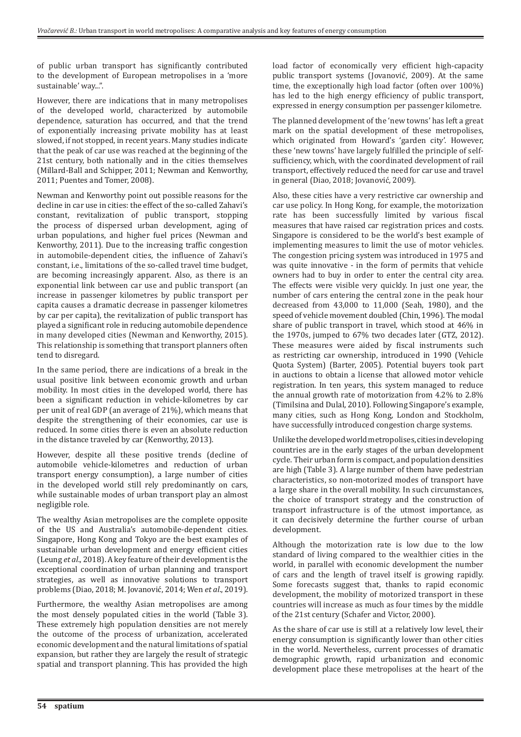of public urban transport has significantly contributed to the development of European metropolises in a 'more sustainable' way...".

However, there are indications that in many metropolises of the developed world, characterized by automobile dependence, saturation has occurred, and that the trend of exponentially increasing private mobility has at least slowed, if not stopped, in recent years. Many studies indicate that the peak of car use was reached at the beginning of the 21st century, both nationally and in the cities themselves (Millard-Ball and Schipper, 2011; Newman and Kenworthy, 2011; Puentes and Tomer, 2008).

Newman and Kenworthy point out possible reasons for the decline in car use in cities: the effect of the so-called Zahavi's constant, revitalization of public transport, stopping the process of dispersed urban development, aging of urban populations, and higher fuel prices (Newman and Kenworthy, 2011). Due to the increasing traffic congestion in automobile-dependent cities, the influence of Zahavi's constant, i.e., limitations of the so-called travel time budget, are becoming increasingly apparent. Also, as there is an exponential link between car use and public transport (an increase in passenger kilometres by public transport per capita causes a dramatic decrease in passenger kilometres by car per capita), the revitalization of public transport has played a significant role in reducing automobile dependence in many developed cities (Newman and Kenworthy, 2015). This relationship is something that transport planners often tend to disregard.

In the same period, there are indications of a break in the usual positive link between economic growth and urban mobility. In most cities in the developed world, there has been a significant reduction in vehicle-kilometres by car per unit of real GDP (an average of 21%), which means that despite the strengthening of their economies, car use is reduced. In some cities there is even an absolute reduction in the distance traveled by car (Kenworthy, 2013).

However, despite all these positive trends (decline of automobile vehicle-kilometres and reduction of urban transport energy consumption), a large number of cities in the developed world still rely predominantly on cars, while sustainable modes of urban transport play an almost negligible role.

The wealthy Asian metropolises are the complete opposite of the US and Australia's automobile-dependent cities. Singapore, Hong Kong and Tokyo are the best examples of sustainable urban development and energy efficient cities (Leung *et al*., 2018). A key feature of their development is the exceptional coordination of urban planning and transport strategies, as well as innovative solutions to transport problems (Diao, 2018; M. Jovanović, 2014; Wen *et al*., 2019).

Furthermore, the wealthy Asian metropolises are among the most densely populated cities in the world (Table 3). These extremely high population densities are not merely the outcome of the process of urbanization, accelerated economic development and the natural limitations of spatial expansion, but rather they are largely the result of strategic spatial and transport planning. This has provided the high load factor of economically very efficient high-capacity public transport systems (Jovanović, 2009). At the same time, the exceptionally high load factor (often over 100%) has led to the high energy efficiency of public transport, expressed in energy consumption per passenger kilometre.

The planned development of the 'new towns' has left a great mark on the spatial development of these metropolises, which originated from Howard's 'garden city'. However, these 'new towns' have largely fulfilled the principle of self-sufficiency, which, with the coordinated development of rail transport, effectively reduced the need for car use and travel in general (Diao, 2018; Jovanović, 2009).

Also, these cities have a very restrictive car ownership and car use policy. In Hong Kong, for example, the motorization rate has been successfully limited by various fiscal measures that have raised car registration prices and costs. Singapore is considered to be the world's best example of implementing measures to limit the use of motor vehicles. The congestion pricing system was introduced in 1975 and was quite innovative - in the form of permits that vehicle owners had to buy in order to enter the central city area. The effects were visible very quickly. In just one year, the number of cars entering the central zone in the peak hour decreased from 43,000 to 11,000 (Seah, 1980), and the speed of vehicle movement doubled (Chin, 1996). The modal share of public transport in travel, which stood at 46% in the 1970s, jumped to 67% two decades later (GTZ, 2012). These measures were aided by fiscal instruments such as restricting car ownership, introduced in 1990 (Vehicle Quota System) (Barter, 2005). Potential buyers took part in auctions to obtain a license that allowed motor vehicle registration. In ten years, this system managed to reduce the annual growth rate of motorization from 4.2% to 2.8% (Timilsina and Dulal, 2010). Following Singapore's example, many cities, such as Hong Kong, London and Stockholm, have successfully introduced congestion charge systems.

Unlike the developed world metropolises, cities in developing countries are in the early stages of the urban development cycle. Their urban form is compact, and population densities are high (Table 3). A large number of them have pedestrian characteristics, so non-motorized modes of transport have a large share in the overall mobility. In such circumstances, the choice of transport strategy and the construction of transport infrastructure is of the utmost importance, as it can decisively determine the further course of urban development.

Although the motorization rate is low due to the low standard of living compared to the wealthier cities in the world, in parallel with economic development the number of cars and the length of travel itself is growing rapidly. Some forecasts suggest that, thanks to rapid economic development, the mobility of motorized transport in these countries will increase as much as four times by the middle of the 21st century (Schafer and Victor, 2000).

As the share of car use is still at a relatively low level, their energy consumption is significantly lower than other cities in the world. Nevertheless, current processes of dramatic demographic growth, rapid urbanization and economic development place these metropolises at the heart of the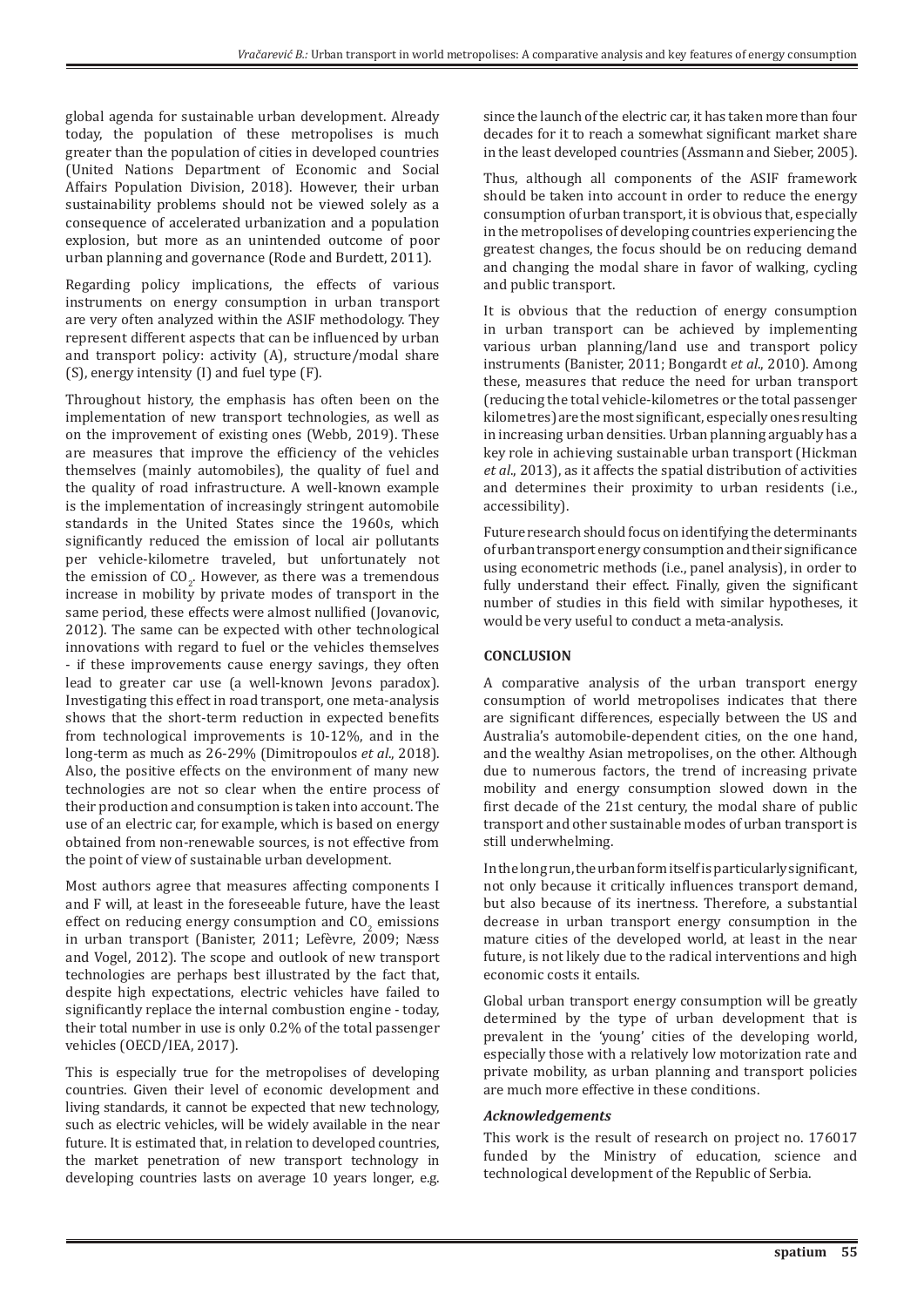global agenda for sustainable urban development. Already today, the population of these metropolises is much greater than the population of cities in developed countries (United Nations Department of Economic and Social Affairs Population Division, 2018). However, their urban sustainability problems should not be viewed solely as a consequence of accelerated urbanization and a population explosion, but more as an unintended outcome of poor urban planning and governance (Rode and Burdett, 2011).

Regarding policy implications, the effects of various instruments on energy consumption in urban transport are very often analyzed within the ASIF methodology. They represent different aspects that can be influenced by urban and transport policy: activity (A), structure/modal share (S), energy intensity (I) and fuel type (F).

Throughout history, the emphasis has often been on the implementation of new transport technologies, as well as on the improvement of existing ones (Webb, 2019). These are measures that improve the efficiency of the vehicles themselves (mainly automobiles), the quality of fuel and the quality of road infrastructure. A well-known example is the implementation of increasingly stringent automobile standards in the United States since the 1960s, which significantly reduced the emission of local air pollutants per vehicle-kilometre traveled, but unfortunately not the emission of $CO_2$. However, as there was a tremendous increase in mobility by private modes of transport in the same period, these effects were almost nullified (Jovanovic, 2012). The same can be expected with other technological innovations with regard to fuel or the vehicles themselves - if these improvements cause energy savings, they often lead to greater car use (a well-known Jevons paradox). Investigating this effect in road transport, one meta-analysis shows that the short-term reduction in expected benefits from technological improvements is 10-12%, and in the long-term as much as 26-29% (Dimitropoulos *et al*., 2018). Also, the positive effects on the environment of many new technologies are not so clear when the entire process of their production and consumption is taken into account. The use of an electric car, for example, which is based on energy obtained from non-renewable sources, is not effective from the point of view of sustainable urban development.

Most authors agree that measures affecting components I and F will, at least in the foreseeable future, have the least effect on reducing energy consumption and $CO_2$ emissions in urban transport (Banister, 2011; Lefèvre, 2009; Næss and Vogel, 2012). The scope and outlook of new transport technologies are perhaps best illustrated by the fact that, despite high expectations, electric vehicles have failed to significantly replace the internal combustion engine - today, their total number in use is only 0.2% of the total passenger vehicles (OECD/IEA, 2017).

This is especially true for the metropolises of developing countries. Given their level of economic development and living standards, it cannot be expected that new technology, such as electric vehicles, will be widely available in the near future. It is estimated that, in relation to developed countries, the market penetration of new transport technology in developing countries lasts on average 10 years longer, e.g. since the launch of the electric car, it has taken more than four decades for it to reach a somewhat significant market share in the least developed countries (Assmann and Sieber, 2005).

Thus, although all components of the ASIF framework should be taken into account in order to reduce the energy consumption of urban transport, it is obvious that, especially in the metropolises of developing countries experiencing the greatest changes, the focus should be on reducing demand and changing the modal share in favor of walking, cycling and public transport.

It is obvious that the reduction of energy consumption in urban transport can be achieved by implementing various urban planning/land use and transport policy instruments (Banister, 2011; Bongardt *et al*., 2010). Among these, measures that reduce the need for urban transport (reducing the total vehicle-kilometres or the total passenger kilometres) are the most significant, especially ones resulting in increasing urban densities. Urban planning arguably has a key role in achieving sustainable urban transport (Hickman *et al*., 2013), as it affects the spatial distribution of activities and determines their proximity to urban residents (i.e., accessibility).

Future research should focus on identifying the determinants of urban transport energy consumption and their significance using econometric methods (i.e., panel analysis), in order to fully understand their effect. Finally, given the significant number of studies in this field with similar hypotheses, it would be very useful to conduct a meta-analysis.

## CONCLUSION

A comparative analysis of the urban transport energy consumption of world metropolises indicates that there are significant differences, especially between the US and Australia's automobile-dependent cities, on the one hand, and the wealthy Asian metropolises, on the other. Although due to numerous factors, the trend of increasing private mobility and energy consumption slowed down in the first decade of the 21st century, the modal share of public transport and other sustainable modes of urban transport is still underwhelming.

In the long run, the urban form itself is particularly significant, not only because it critically influences transport demand, but also because of its inertness. Therefore, a substantial decrease in urban transport energy consumption in the mature cities of the developed world, at least in the near future, is not likely due to the radical interventions and high economic costs it entails.

Global urban transport energy consumption will be greatly determined by the type of urban development that is prevalent in the 'young' cities of the developing world, especially those with a relatively low motorization rate and private mobility, as urban planning and transport policies are much more effective in these conditions.

### *Acknowledgements*

This work is the result of research on project no. 176017 funded by the Ministry of education, science and technological development of the Republic of Serbia.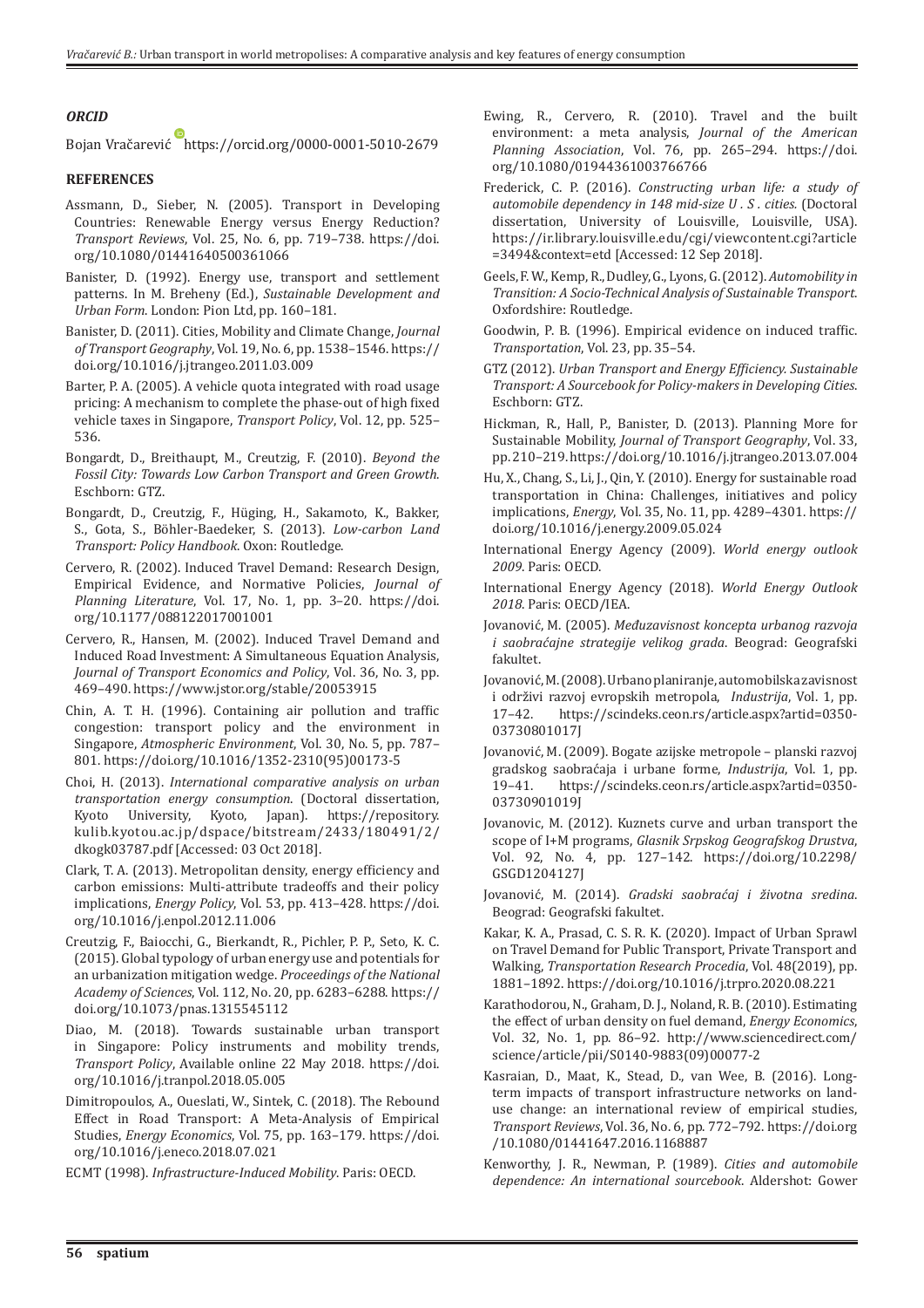### *ORCID*

Bojan Vračarević https://orcid.org/0000-0001-5010-2679

### REFERENCES

Assmann, D., Sieber, N. (2005). Transport in Developing Countries: Renewable Energy versus Energy Reduction? *Transport Reviews*, Vol. 25, No. 6, pp. 719–738. https://doi.org/10.1080/01441640500361066

Banister, D. (1992). Energy use, transport and settlement patterns. In M. Breheny (Ed.), *Sustainable Development and Urban Form*. London: Pion Ltd, pp. 160–181.

Banister, D. (2011). Cities, Mobility and Climate Change, *Journal of Transport Geography*, Vol. 19, No. 6, pp. 1538–1546. https://doi.org/10.1016/j.jtrangeo.2011.03.009

Barter, P. A. (2005). A vehicle quota integrated with road usage pricing: A mechanism to complete the phase-out of high fixed vehicle taxes in Singapore, *Transport Policy*, Vol. 12, pp. 525–536.

Bongardt, D., Breithaupt, M., Creutzig, F. (2010). *Beyond the Fossil City: Towards Low Carbon Transport and Green Growth*. Eschborn: GTZ.

Bongardt, D., Creutzig, F., Hüging, H., Sakamoto, K., Bakker, S., Gota, S., Böhler-Baedeker, S. (2013). *Low-carbon Land Transport: Policy Handbook*. Oxon: Routledge.

Cervero, R. (2002). Induced Travel Demand: Research Design, Empirical Evidence, and Normative Policies, *Journal of Planning Literature*, Vol. 17, No. 1, pp. 3–20. https://doi.org/10.1177/088122017001001

Cervero, R., Hansen, M. (2002). Induced Travel Demand and Induced Road Investment: A Simultaneous Equation Analysis, *Journal of Transport Economics and Policy*, Vol. 36, No. 3, pp. 469–490. https://www.jstor.org/stable/20053915

Chin, A. T. H. (1996). Containing air pollution and traffic congestion: transport policy and the environment in Singapore, *Atmospheric Environment*, Vol. 30, No. 5, pp. 787–801. https://doi.org/10.1016/1352-2310(95)00173-5

Choi, H. (2013). *International comparative analysis on urban transportation energy consumption*. (Doctoral dissertation, Kyoto University, Kyoto, Japan). https://repository.kulib.kyotou.ac.jp/dspace/bitstream/2433/180491/2/dkogk03787.pdf [Accessed: 03 Oct 2018].

Clark, T. A. (2013). Metropolitan density, energy efficiency and carbon emissions: Multi-attribute tradeoffs and their policy implications, *Energy Policy*, Vol. 53, pp. 413–428. https://doi.org/10.1016/j.enpol.2012.11.006

Creutzig, F., Baiocchi, G., Bierkandt, R., Pichler, P. P., Seto, K. C. (2015). Global typology of urban energy use and potentials for an urbanization mitigation wedge. *Proceedings of the National Academy of Sciences*, Vol. 112, No. 20, pp. 6283–6288. https://doi.org/10.1073/pnas.1315545112

Diao, M. (2018). Towards sustainable urban transport in Singapore: Policy instruments and mobility trends, *Transport Policy*, Available online 22 May 2018. https://doi.org/10.1016/j.tranpol.2018.05.005

Dimitropoulos, A., Oueslati, W., Sintek, C. (2018). The Rebound Effect in Road Transport: A Meta-Analysis of Empirical Studies, *Energy Economics*, Vol. 75, pp. 163–179. https://doi.org/10.1016/j.eneco.2018.07.021

ECMT (1998). *Infrastructure-Induced Mobility*. Paris: OECD.

Ewing, R., Cervero, R. (2010). Travel and the built environment: a meta analysis, *Journal of the American Planning Association*, Vol. 76, pp. 265–294. https://doi.org/10.1080/01944361003766766

Frederick, C. P. (2016). *Constructing urban life: a study of automobile dependency in 148 mid-size U . S . cities*. (Doctoral dissertation, University of Louisville, Louisville, USA). https://ir.library.louisville.edu/cgi/viewcontent.cgi?article=3494&context=etd [Accessed: 12 Sep 2018].

Geels, F. W., Kemp, R., Dudley, G., Lyons, G. (2012). *Automobility in Transition: A Socio-Technical Analysis of Sustainable Transport*. Oxfordshire: Routledge.

Goodwin, P. B. (1996). Empirical evidence on induced traffic. *Transportation*, Vol. 23, pp. 35–54.

GTZ (2012). *Urban Transport and Energy Efficiency. Sustainable Transport: A Sourcebook for Policy-makers in Developing Cities*. Eschborn: GTZ.

Hickman, R., Hall, P., Banister, D. (2013). Planning More for Sustainable Mobility, *Journal of Transport Geography*, Vol. 33, pp. 210–219. https://doi.org/10.1016/j.jtrangeo.2013.07.004

Hu, X., Chang, S., Li, J., Qin, Y. (2010). Energy for sustainable road transportation in China: Challenges, initiatives and policy implications, *Energy*, Vol. 35, No. 11, pp. 4289–4301. https://doi.org/10.1016/j.energy.2009.05.024

International Energy Agency (2009). *World energy outlook 2009*. Paris: OECD.

International Energy Agency (2018). *World Energy Outlook 2018*. Paris: OECD/IEA.

Jovanović, M. (2005). *Međuzavisnost koncepta urbanog razvoja i saobraćajne strategije velikog grada*. Beograd: Geografski fakultet.

Jovanović, M. (2008). Urbano planiranje, automobilska zavisnost i održivi razvoj evropskih metropola, *Industrija*, Vol. 1, pp. 17–42. https://scindeks.ceon.rs/article.aspx?artid=0350-03730801017J

Jovanović, M. (2009). Bogate azijske metropole – planski razvoj gradskog saobraćaja i urbane forme, *Industrija*, Vol. 1, pp. 19–41. https://scindeks.ceon.rs/article.aspx?artid=0350-03730901019J

Jovanovic, M. (2012). Kuznets curve and urban transport the scope of I+M programs, *Glasnik Srpskog Geografskog Drustva*, Vol. 92, No. 4, pp. 127–142. https://doi.org/10.2298/GSGD1204127J

Jovanović, M. (2014). *Gradski saobraćaj i životna sredina*. Beograd: Geografski fakultet.

Kakar, K. A., Prasad, C. S. R. K. (2020). Impact of Urban Sprawl on Travel Demand for Public Transport, Private Transport and Walking, *Transportation Research Procedia*, Vol. 48(2019), pp. 1881–1892. https://doi.org/10.1016/j.trpro.2020.08.221

Karathodorou, N., Graham, D. J., Noland, R. B. (2010). Estimating the effect of urban density on fuel demand, *Energy Economics*, Vol. 32, No. 1, pp. 86–92. http://www.sciencedirect.com/science/article/pii/S0140-9883(09)00077-2

Kasraian, D., Maat, K., Stead, D., van Wee, B. (2016). Long-term impacts of transport infrastructure networks on land-use change: an international review of empirical studies, *Transport Reviews*, Vol. 36, No. 6, pp. 772–792. https://doi.org/10.1080/01441647.2016.1168887

Kenworthy, J. R., Newman, P. (1989). *Cities and automobile dependence: An international sourcebook*. Aldershot: Gower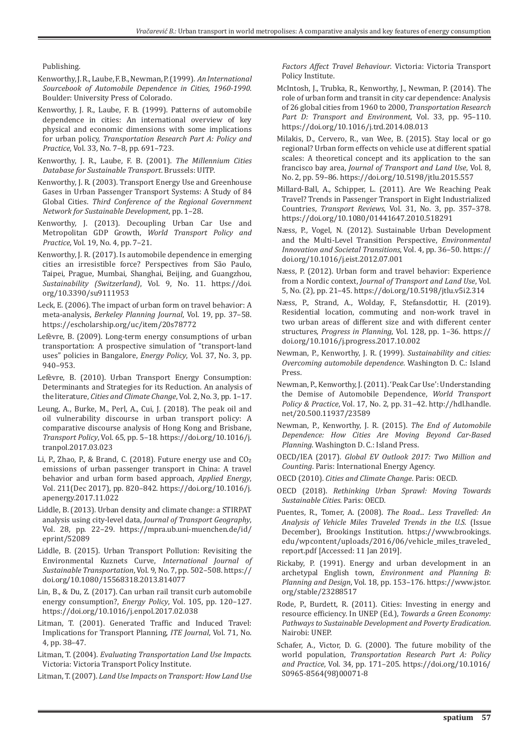Publishing.

Kenworthy, J. R., Laube, F. B., Newman, P. (1999). *An International Sourcebook of Automobile Dependence in Cities, 1960-1990*. Boulder: University Press of Colorado.

Kenworthy, J. R., Laube, F. B. (1999). Patterns of automobile dependence in cities: An international overview of key physical and economic dimensions with some implications for urban policy, *Transportation Research Part A: Policy and Practice*, Vol. 33, No. 7–8, pp. 691–723.

Kenworthy, J. R., Laube, F. B. (2001). *The Millennium Cities Database for Sustainable Transport*. Brussels: UITP.

Kenworthy, J. R. (2003). Transport Energy Use and Greenhouse Gases in Urban Passenger Transport Systems: A Study of 84 Global Cities. *Third Conference of the Regional Government Network for Sustainable Development*, pp. 1–28.

Kenworthy, J. (2013). Decoupling Urban Car Use and Metropolitan GDP Growth, *World Transport Policy and Practice*, Vol. 19, No. 4, pp. 7–21.

Kenworthy, J. R. (2017). Is automobile dependence in emerging cities an irresistible force? Perspectives from São Paulo, Taipei, Prague, Mumbai, Shanghai, Beijing, and Guangzhou, *Sustainability (Switzerland)*, Vol. 9, No. 11. https://doi.org/10.3390/su9111953

Leck, E. (2006). The impact of urban form on travel behavior: A meta-analysis, *Berkeley Planning Journal*, Vol. 19, pp. 37–58. https://escholarship.org/uc/item/20s78772

Lefèvre, B. (2009). Long-term energy consumptions of urban transportation: A prospective simulation of "transport-land uses" policies in Bangalore, *Energy Policy*, Vol. 37, No. 3, pp. 940–953.

Lefèvre, B. (2010). Urban Transport Energy Consumption: Determinants and Strategies for its Reduction. An analysis of the literature, *Cities and Climate Change*, Vol. 2, No. 3, pp. 1–17.

Leung, A., Burke, M., Perl, A., Cui, J. (2018). The peak oil and oil vulnerability discourse in urban transport policy: A comparative discourse analysis of Hong Kong and Brisbane, *Transport Policy*, Vol. 65, pp. 5–18. https://doi.org/10.1016/j.tranpol.2017.03.023

Li, P., Zhao, P., & Brand, C. (2018). Future energy use and $CO_2$ emissions of urban passenger transport in China: A travel behavior and urban form based approach, *Applied Energy*, Vol. 211(Dec 2017), pp. 820–842. https://doi.org/10.1016/j.apenergy.2017.11.022

Liddle, B. (2013). Urban density and climate change: a STIRPAT analysis using city-level data, *Journal of Transport Geography*, Vol. 28, pp. 22–29. https://mpra.ub.uni-muenchen.de/id/eprint/52089

Liddle, B. (2015). Urban Transport Pollution: Revisiting the Environmental Kuznets Curve, *International Journal of Sustainable Transportation*, Vol. 9, No. 7, pp. 502–508. https://doi.org/10.1080/15568318.2013.814077

Lin, B., & Du, Z. (2017). Can urban rail transit curb automobile energy consumption?, *Energy Policy*, Vol. 105, pp. 120–127. https://doi.org/10.1016/j.enpol.2017.02.038

Litman, T. (2001). Generated Traffic and Induced Travel: Implications for Transport Planning, *ITE Journal*, Vol. 71, No. 4, pp. 38–47.

Litman, T. (2004). *Evaluating Transportation Land Use Impacts*. Victoria: Victoria Transport Policy Institute.

Litman, T. (2007). *Land Use Impacts on Transport: How Land Use Factors Affect Travel Behaviour*. Victoria: Victoria Transport Policy Institute.

McIntosh, J., Trubka, R., Kenworthy, J., Newman, P. (2014). The role of urban form and transit in city car dependence: Analysis of 26 global cities from 1960 to 2000, *Transportation Research Part D: Transport and Environment*, Vol. 33, pp. 95–110. https://doi.org/10.1016/j.trd.2014.08.013

Milakis, D., Cervero, R., van Wee, B. (2015). Stay local or go regional? Urban form effects on vehicle use at different spatial scales: A theoretical concept and its application to the san francisco bay area, *Journal of Transport and Land Use*, Vol. 8, No. 2, pp. 59–86. https://doi.org/10.5198/jtlu.2015.557

Millard-Ball, A., Schipper, L. (2011). Are We Reaching Peak Travel? Trends in Passenger Transport in Eight Industrialized Countries, *Transport Reviews*, Vol. 31, No. 3, pp. 357–378. https://doi.org/10.1080/01441647.2010.518291

Næss, P., Vogel, N. (2012). Sustainable Urban Development and the Multi-Level Transition Perspective, *Environmental Innovation and Societal Transitions*, Vol. 4, pp. 36–50. https://doi.org/10.1016/j.eist.2012.07.001

Næss, P. (2012). Urban form and travel behavior: Experience from a Nordic context, *Journal of Transport and Land Use*, Vol. 5, No. (2), pp. 21–45. https://doi.org/10.5198/jtlu.v5i2.314

Næss, P., Strand, A., Wolday, F., Stefansdottir, H. (2019). Residential location, commuting and non-work travel in two urban areas of different size and with different center structures, *Progress in Planning*, Vol. 128, pp. 1–36. https://doi.org/10.1016/j.progress.2017.10.002

Newman, P., Kenworthy, J. R. (1999). *Sustainability and cities: Overcoming automobile dependence*. Washington D. C.: Island Press.

Newman, P., Kenworthy, J. (2011). 'Peak Car Use': Understanding the Demise of Automobile Dependence, *World Transport Policy & Practice*, Vol. 17, No. 2, pp. 31–42. http://hdl.handle.net/20.500.11937/23589

Newman, P., Kenworthy, J. R. (2015). *The End of Automobile Dependence: How Cities Are Moving Beyond Car-Based Planning*. Washington D. C.: Island Press.

OECD/IEA (2017). *Global EV Outlook 2017: Two Million and Counting*. Paris: International Energy Agency.

OECD (2010). *Cities and Climate Change*. Paris: OECD.

OECD (2018). *Rethinking Urban Sprawl: Moving Towards Sustainable Cities*. Paris: OECD.

Puentes, R., Tomer, A. (2008). *The Road... Less Travelled: An Analysis of Vehicle Miles Traveled Trends in the U.S.* (Issue December), Brookings Institution. https://www.brookings.edu/wpcontent/uploads/2016/06/vehicle_miles_traveled_report.pdf [Accessed: 11 Jan 2019].

Rickaby, P. (1991). Energy and urban development in an archetypal English town, *Environment and Planning B: Planning and Design*, Vol. 18, pp. 153–176. https://www.jstor.org/stable/23288517

Rode, P., Burdett, R. (2011). Cities: Investing in energy and resource efficiency. In UNEP (Ed.), *Towards a Green Economy: Pathways to Sustainable Development and Poverty Eradication*. Nairobi: UNEP.

Schafer, A., Victor, D. G. (2000). The future mobility of the world population, *Transportation Research Part A: Policy and Practice*, Vol. 34, pp. 171–205. https://doi.org/10.1016/S0965-8564(98)00071-8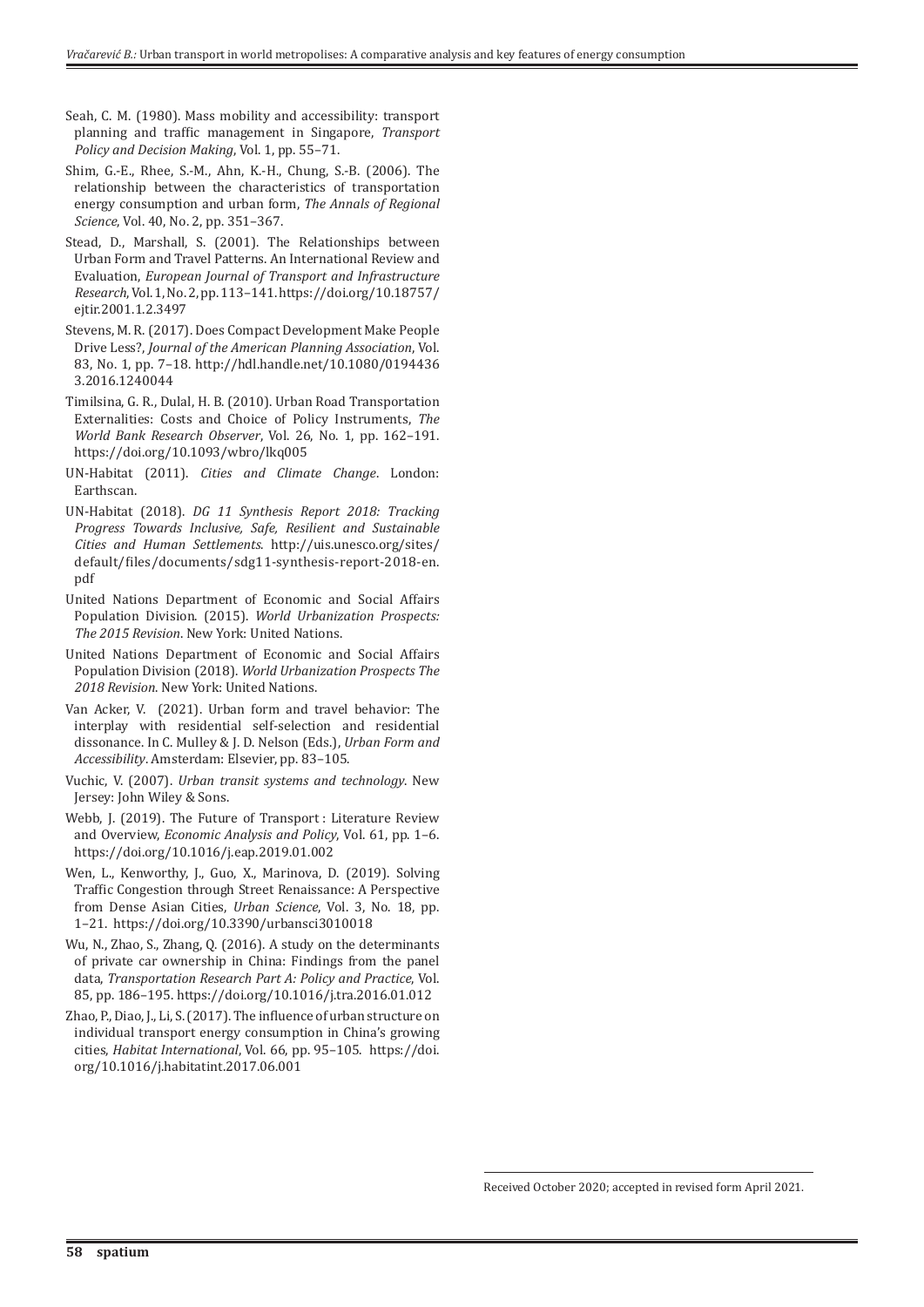Seah, C. M. (1980). Mass mobility and accessibility: transport planning and traffic management in Singapore, *Transport Policy and Decision Making*, Vol. 1, pp. 55–71.

Shim, G.-E., Rhee, S.-M., Ahn, K.-H., Chung, S.-B. (2006). The relationship between the characteristics of transportation energy consumption and urban form, *The Annals of Regional Science*, Vol. 40, No. 2, pp. 351–367.

Stead, D., Marshall, S. (2001). The Relationships between Urban Form and Travel Patterns. An International Review and Evaluation, *European Journal of Transport and Infrastructure Research*, Vol. 1, No. 2, pp. 113–141. https://doi.org/10.18757/ejtir.2001.1.2.3497

Stevens, M. R. (2017). Does Compact Development Make People Drive Less?, *Journal of the American Planning Association*, Vol. 83, No. 1, pp. 7–18. http://hdl.handle.net/10.1080/01944363.2016.1240044

Timilsina, G. R., Dulal, H. B. (2010). Urban Road Transportation Externalities: Costs and Choice of Policy Instruments, *The World Bank Research Observer*, Vol. 26, No. 1, pp. 162–191. https://doi.org/10.1093/wbro/lkq005

UN-Habitat (2011). *Cities and Climate Change*. London: Earthscan.

UN-Habitat (2018). *DG 11 Synthesis Report 2018: Tracking Progress Towards Inclusive, Safe, Resilient and Sustainable Cities and Human Settlements*. http://uis.unesco.org/sites/default/files/documents/sdg11-synthesis-report-2018-en.pdf

United Nations Department of Economic and Social Affairs Population Division. (2015). *World Urbanization Prospects: The 2015 Revision*. New York: United Nations.

United Nations Department of Economic and Social Affairs Population Division (2018). *World Urbanization Prospects The 2018 Revision*. New York: United Nations.

Van Acker, V. (2021). Urban form and travel behavior: The interplay with residential self-selection and residential dissonance. In C. Mulley & J. D. Nelson (Eds.), *Urban Form and Accessibility*. Amsterdam: Elsevier, pp. 83–105.

Vuchic, V. (2007). *Urban transit systems and technology*. New Jersey: John Wiley & Sons.

Webb, J. (2019). The Future of Transport : Literature Review and Overview, *Economic Analysis and Policy*, Vol. 61, pp. 1–6. https://doi.org/10.1016/j.eap.2019.01.002

Wen, L., Kenworthy, J., Guo, X., Marinova, D. (2019). Solving Traffic Congestion through Street Renaissance: A Perspective from Dense Asian Cities, *Urban Science*, Vol. 3, No. 18, pp. 1–21. https://doi.org/10.3390/urbansci3010018

Wu, N., Zhao, S., Zhang, Q. (2016). A study on the determinants of private car ownership in China: Findings from the panel data, *Transportation Research Part A: Policy and Practice*, Vol. 85, pp. 186–195. https://doi.org/10.1016/j.tra.2016.01.012

Zhao, P., Diao, J., Li, S. (2017). The influence of urban structure on individual transport energy consumption in China's growing cities, *Habitat International*, Vol. 66, pp. 95–105. https://doi.org/10.1016/j.habitatint.2017.06.001

Received October 2020; accepted in revised form April 2021.